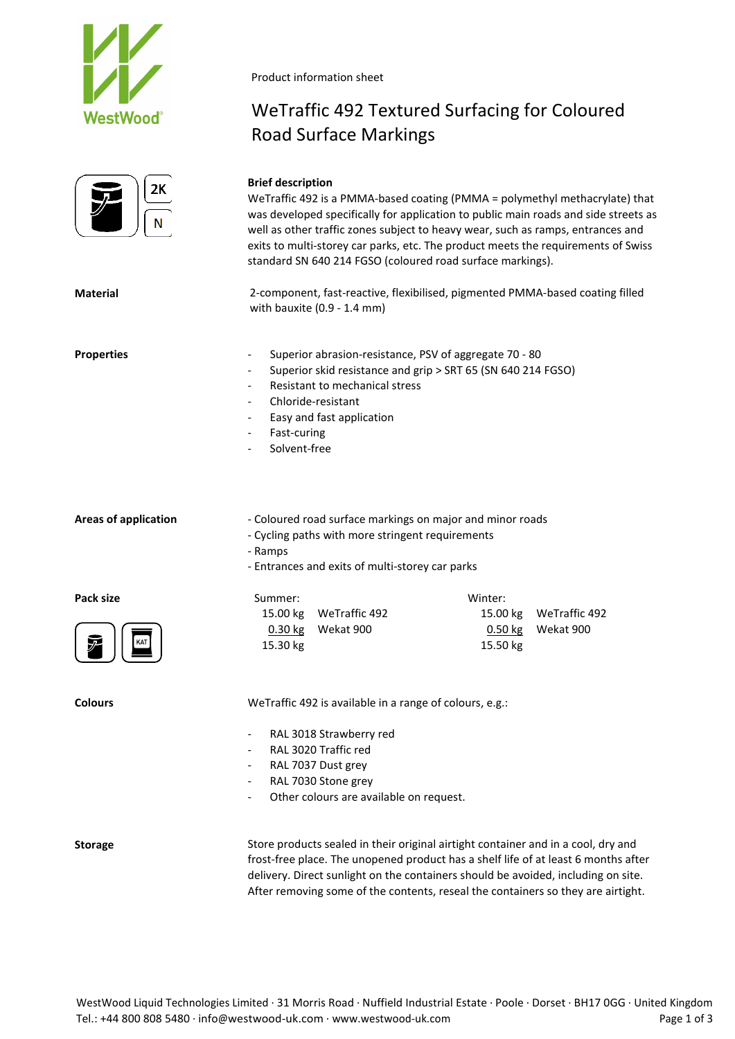Product information sheet

# WeTraffic 492 Textured Surfacing for Coloured Road Surface Markings

2K

N

**Brief description**

WeTraffic 492 is a PMMA-based coating (PMMA = polymethyl methacrylate) that was developed specifically for application to public main roads and side streets as well as other traffic zones subject to heavy wear, such as ramps, entrances and exits to multi-storey car parks, etc. The product meets the requirements of Swiss standard SN 640 214 FGSO (coloured road surface markings).

**Material**

2-component, fast-reactive, flexibilised, pigmented PMMA-based coating filled with bauxite (0.9 - 1.4 mm)

**Properties**

- Superior abrasion-resistance, PSV of aggregate 70 - 80
- Superior skid resistance and grip > SRT 65 (SN 640 214 FGSO)
- Resistant to mechanical stress
- Chloride-resistant
- Easy and fast application
- Fast-curing
- Solvent-free

**Areas of application**

- Coloured road surface markings on major and minor roads
- Cycling paths with more stringent requirements
- Ramps
- Entrances and exits of multi-storey car parks

**Pack size**

| Summer: | | Winter: | |
|---|---|---|---|
| 15.00 kg | WeTraffic 492 | 15.00 kg | WeTraffic 492 |
| 0.30 kg | Wekat 900 | 0.50 kg | Wekat 900 |
| 15.30 kg | | 15.50 kg | |

KAT

**Colours**

WeTraffic 492 is available in a range of colours, e.g.:

- RAL 3018 Strawberry red
- RAL 3020 Traffic red
- RAL 7037 Dust grey
- RAL 7030 Stone grey
- Other colours are available on request.

**Storage**

Store products sealed in their original airtight container and in a cool, dry and frost-free place. The unopened product has a shelf life of at least 6 months after delivery. Direct sunlight on the containers should be avoided, including on site. After removing some of the contents, reseal the containers so they are airtight.

WestWood Liquid Technologies Limited · 31 Morris Road · Nuffield Industrial Estate · Poole · Dorset · BH17 0GG · United Kingdom
Tel.: +44 800 808 5480 · info@westwood-uk.com · www.westwood-uk.com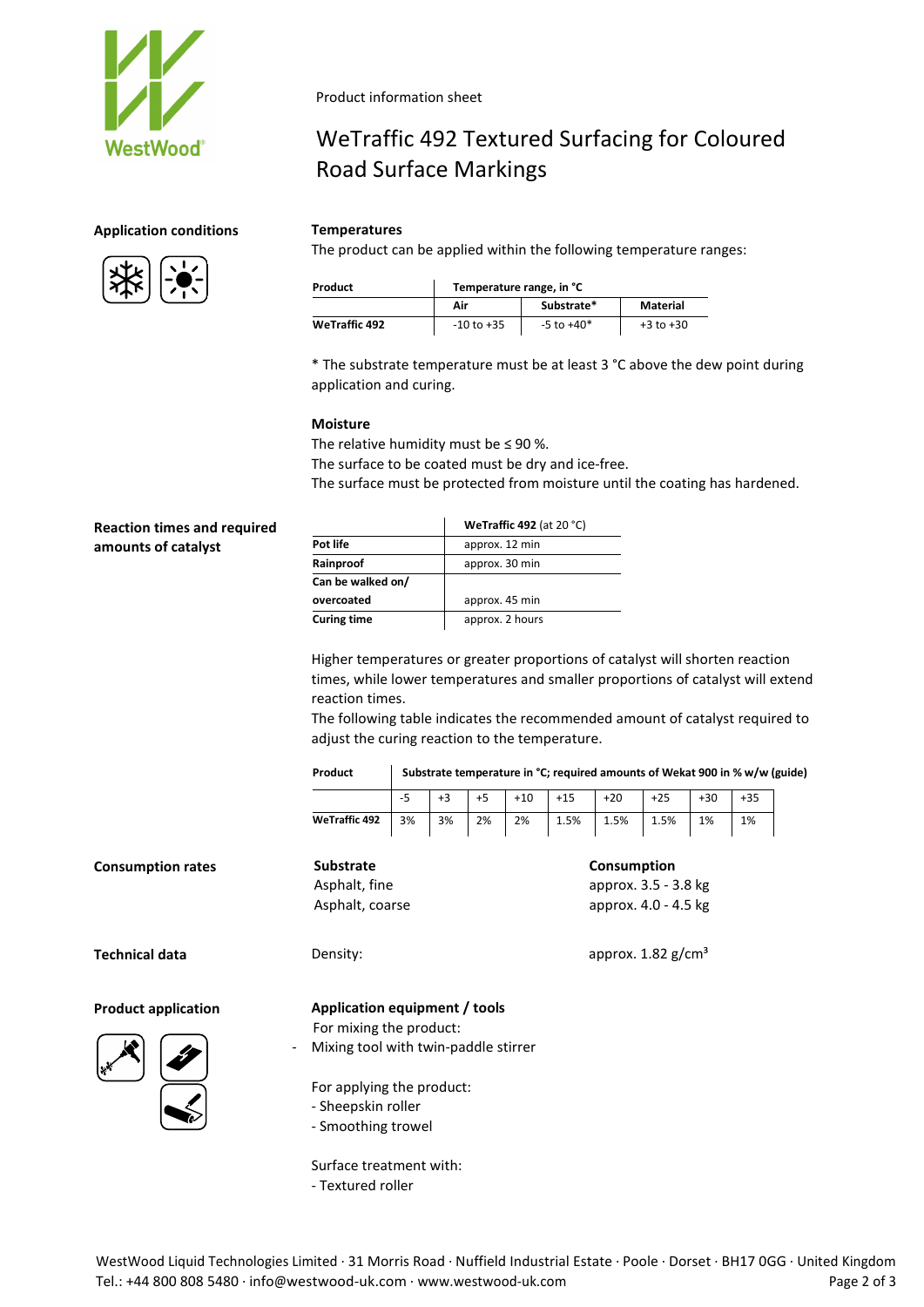Product information sheet

# WeTraffic 492 Textured Surfacing for Coloured Road Surface Markings

## Application conditions

### Temperatures

The product can be applied within the following temperature ranges:

| Product | Temperature range, in °C | | |
|---|---|---|---|
| | Air | Substrate* | Material |
| WeTraffic 492 | -10 to +35 | -5 to +40* | +3 to +30 |

* The substrate temperature must be at least 3 °C above the dew point during application and curing.

### Moisture

The relative humidity must be ≤ 90 %.
The surface to be coated must be dry and ice-free.
The surface must be protected from moisture until the coating has hardened.

## Reaction times and required amounts of catalyst

| | WeTraffic 492 (at 20 °C) |
|---|---|
| Pot life | approx. 12 min |
| Rainproof | approx. 30 min |
| Can be walked on/ overcoated | approx. 45 min |
| Curing time | approx. 2 hours |

Higher temperatures or greater proportions of catalyst will shorten reaction times, while lower temperatures and smaller proportions of catalyst will extend reaction times.
The following table indicates the recommended amount of catalyst required to adjust the curing reaction to the temperature.

| Product | Substrate temperature in °C; required amounts of Wekat 900 in % w/w (guide) | | | | | | | | |
|---|---|---|---|---|---|---|---|---|---|
| | -5 | +3 | +5 | +10 | +15 | +20 | +25 | +30 | +35 |
| WeTraffic 492 | 3% | 3% | 2% | 2% | 1.5% | 1.5% | 1.5% | 1% | 1% |

## Consumption rates

| Substrate | Consumption |
|---|---|
| Asphalt, fine | approx. 3.5 - 3.8 kg |
| Asphalt, coarse | approx. 4.0 - 4.5 kg |

## Technical data

Density: approx. 1.82 g/cm³

## Product application

### Application equipment / tools

For mixing the product:

- Mixing tool with twin-paddle stirrer

For applying the product:

- Sheepskin roller
- Smoothing trowel

Surface treatment with:

- Textured roller

WestWood Liquid Technologies Limited · 31 Morris Road · Nuffield Industrial Estate · Poole · Dorset · BH17 0GG · United Kingdom
Tel.: +44 800 808 5480 · info@westwood-uk.com · www.westwood-uk.com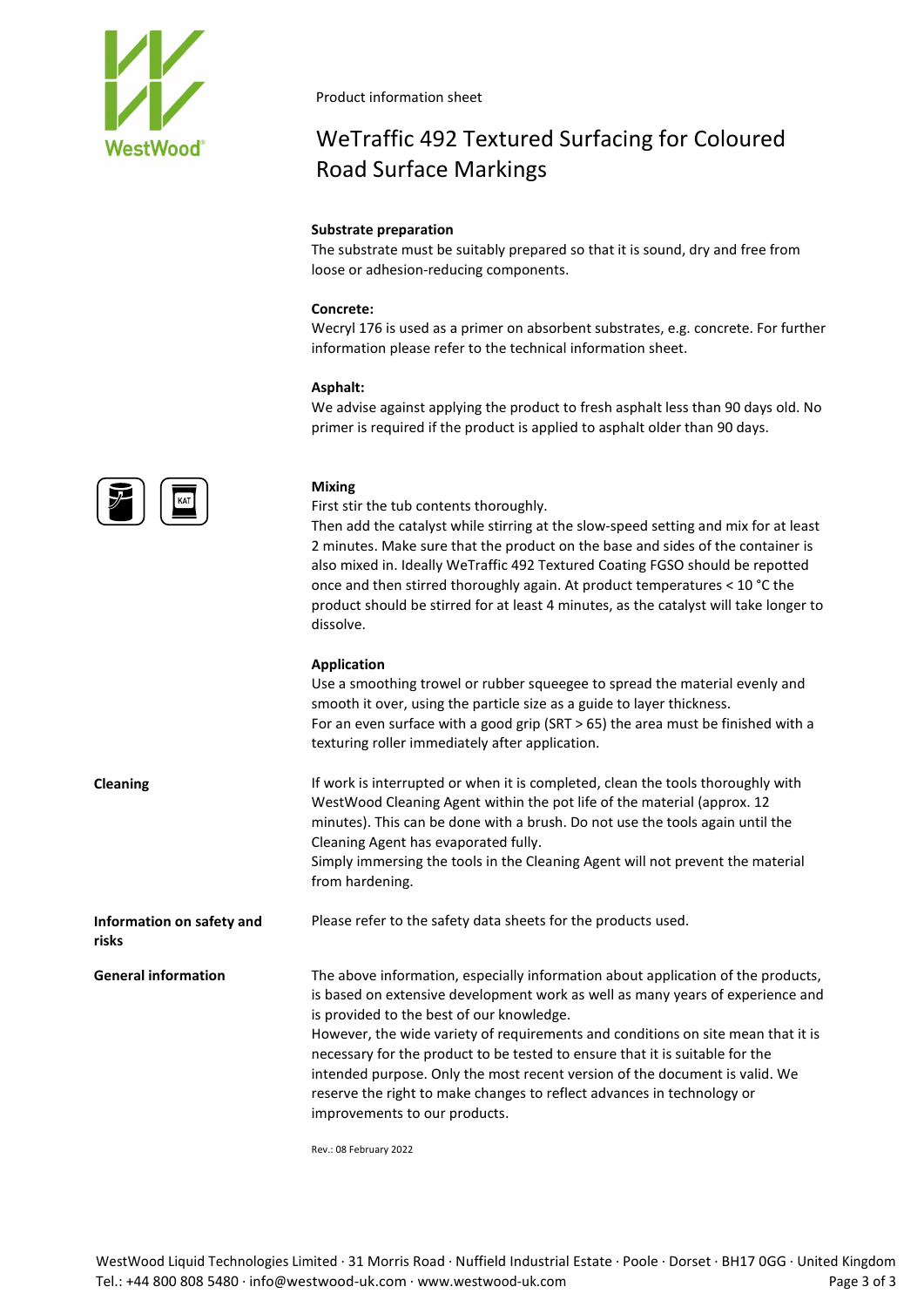Product information sheet

# WeTraffic 492 Textured Surfacing for Coloured Road Surface Markings

**Substrate preparation**

The substrate must be suitably prepared so that it is sound, dry and free from loose or adhesion-reducing components.

**Concrete:**

Wecryl 176 is used as a primer on absorbent substrates, e.g. concrete. For further information please refer to the technical information sheet.

**Asphalt:**

We advise against applying the product to fresh asphalt less than 90 days old. No primer is required if the product is applied to asphalt older than 90 days.

**Mixing**

First stir the tub contents thoroughly.
Then add the catalyst while stirring at the slow-speed setting and mix for at least 2 minutes. Make sure that the product on the base and sides of the container is also mixed in. Ideally WeTraffic 492 Textured Coating FGSO should be repotted once and then stirred thoroughly again. At product temperatures < 10 °C the product should be stirred for at least 4 minutes, as the catalyst will take longer to dissolve.

**Application**

Use a smoothing trowel or rubber squeegee to spread the material evenly and smooth it over, using the particle size as a guide to layer thickness.
For an even surface with a good grip (SRT > 65) the area must be finished with a texturing roller immediately after application.

**Cleaning**

If work is interrupted or when it is completed, clean the tools thoroughly with WestWood Cleaning Agent within the pot life of the material (approx. 12 minutes). This can be done with a brush. Do not use the tools again until the Cleaning Agent has evaporated fully.
Simply immersing the tools in the Cleaning Agent will not prevent the material from hardening.

**Information on safety and risks**

Please refer to the safety data sheets for the products used.

**General information**

The above information, especially information about application of the products, is based on extensive development work as well as many years of experience and is provided to the best of our knowledge.
However, the wide variety of requirements and conditions on site mean that it is necessary for the product to be tested to ensure that it is suitable for the intended purpose. Only the most recent version of the document is valid. We reserve the right to make changes to reflect advances in technology or improvements to our products.

Rev.: 08 February 2022

WestWood Liquid Technologies Limited · 31 Morris Road · Nuffield Industrial Estate · Poole · Dorset · BH17 0GG · United Kingdom
Tel.: +44 800 808 5480 · info@westwood-uk.com · www.westwood-uk.com